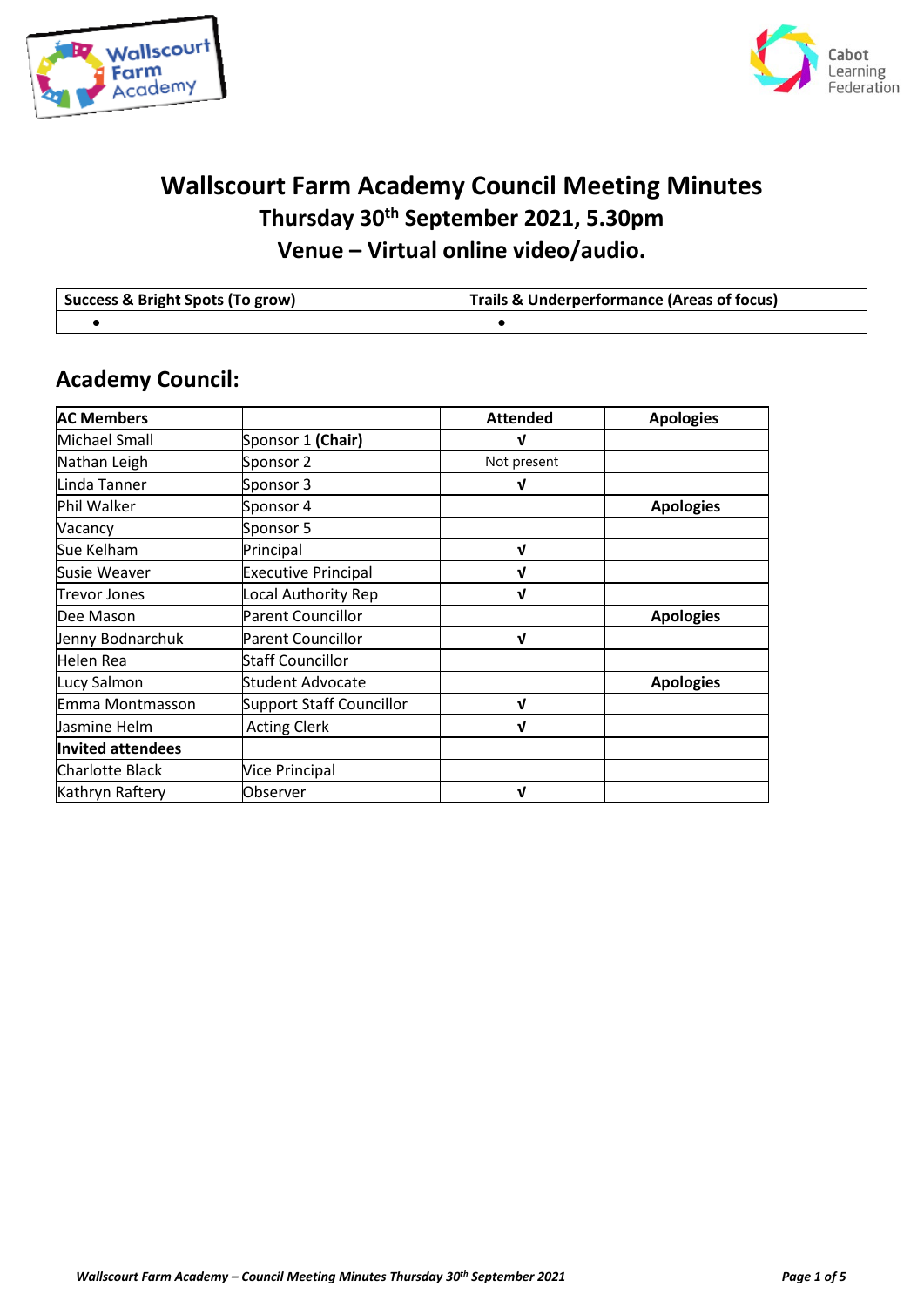# Wallscourt Farm Academy Council Meeting Minutes

## Thursday 30th September 2021, 5.30pm

## Venue – Virtual online video/audio.

| Success & Bright Spots (To grow) | Trails & Underperformance (Areas of focus) |
|---|---|
| • | • |

## Academy Council:

| AC Members | | Attended | Apologies |
|---|---|---|---|
| Michael Small | Sponsor 1 **(Chair)** | √ | |
| Nathan Leigh | Sponsor 2 | Not present | |
| Linda Tanner | Sponsor 3 | √ | |
| Phil Walker | Sponsor 4 | | **Apologies** |
| Vacancy | Sponsor 5 | | |
| Sue Kelham | Principal | √ | |
| Susie Weaver | Executive Principal | √ | |
| Trevor Jones | Local Authority Rep | √ | |
| Dee Mason | Parent Councillor | | **Apologies** |
| Jenny Bodnarchuk | Parent Councillor | √ | |
| Helen Rea | Staff Councillor | | |
| Lucy Salmon | Student Advocate | | **Apologies** |
| Emma Montmasson | Support Staff Councillor | √ | |
| Jasmine Helm | Acting Clerk | √ | |
| **Invited attendees** | | | |
| Charlotte Black | Vice Principal | | |
| Kathryn Raftery | Observer | √ | |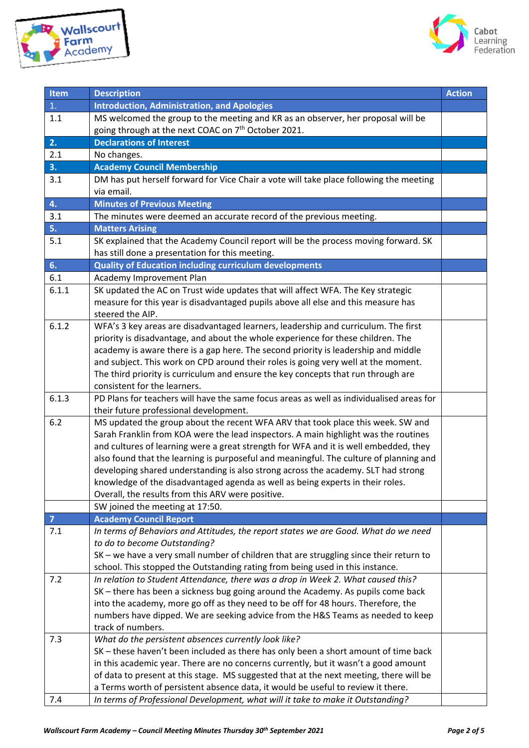| Item | Description | Action |
|---|---|---|
| 1. | **Introduction, Administration, and Apologies** | |
| 1.1 | MS welcomed the group to the meeting and KR as an observer, her proposal will be going through at the next COAC on 7th October 2021. | |
| 2. | **Declarations of Interest** | |
| 2.1 | No changes. | |
| 3. | **Academy Council Membership** | |
| 3.1 | DM has put herself forward for Vice Chair a vote will take place following the meeting via email. | |
| 4. | **Minutes of Previous Meeting** | |
| 3.1 | The minutes were deemed an accurate record of the previous meeting. | |
| 5. | **Matters Arising** | |
| 5.1 | SK explained that the Academy Council report will be the process moving forward. SK has still done a presentation for this meeting. | |
| 6. | **Quality of Education including curriculum developments** | |
| 6.1 | Academy Improvement Plan | |
| 6.1.1 | SK updated the AC on Trust wide updates that will affect WFA. The Key strategic measure for this year is disadvantaged pupils above all else and this measure has steered the AIP. | |
| 6.1.2 | WFA's 3 key areas are disadvantaged learners, leadership and curriculum. The first priority is disadvantage, and about the whole experience for these children. The academy is aware there is a gap here. The second priority is leadership and middle and subject. This work on CPD around their roles is going very well at the moment. The third priority is curriculum and ensure the key concepts that run through are consistent for the learners. | |
| 6.1.3 | PD Plans for teachers will have the same focus areas as well as individualised areas for their future professional development. | |
| 6.2 | MS updated the group about the recent WFA ARV that took place this week. SW and Sarah Franklin from KOA were the lead inspectors. A main highlight was the routines and cultures of learning were a great strength for WFA and it is well embedded, they also found that the learning is purposeful and meaningful. The culture of planning and developing shared understanding is also strong across the academy. SLT had strong knowledge of the disadvantaged agenda as well as being experts in their roles. Overall, the results from this ARV were positive. | |
| | SW joined the meeting at 17:50. | |
| 7 | **Academy Council Report** | |
| 7.1 | *In terms of Behaviors and Attitudes, the report states we are Good. What do we need to do to become Outstanding?*<br>SK – we have a very small number of children that are struggling since their return to school. This stopped the Outstanding rating from being used in this instance. | |
| 7.2 | *In relation to Student Attendance, there was a drop in Week 2. What caused this?*<br>SK – there has been a sickness bug going around the Academy. As pupils come back into the academy, more go off as they need to be off for 48 hours. Therefore, the numbers have dipped. We are seeking advice from the H&S Teams as needed to keep track of numbers. | |
| 7.3 | *What do the persistent absences currently look like?*<br>SK – these haven't been included as there has only been a short amount of time back in this academic year. There are no concerns currently, but it wasn't a good amount of data to present at this stage. MS suggested that at the next meeting, there will be a Terms worth of persistent absence data, it would be useful to review it there. | |
| 7.4 | *In terms of Professional Development, what will it take to make it Outstanding?* | |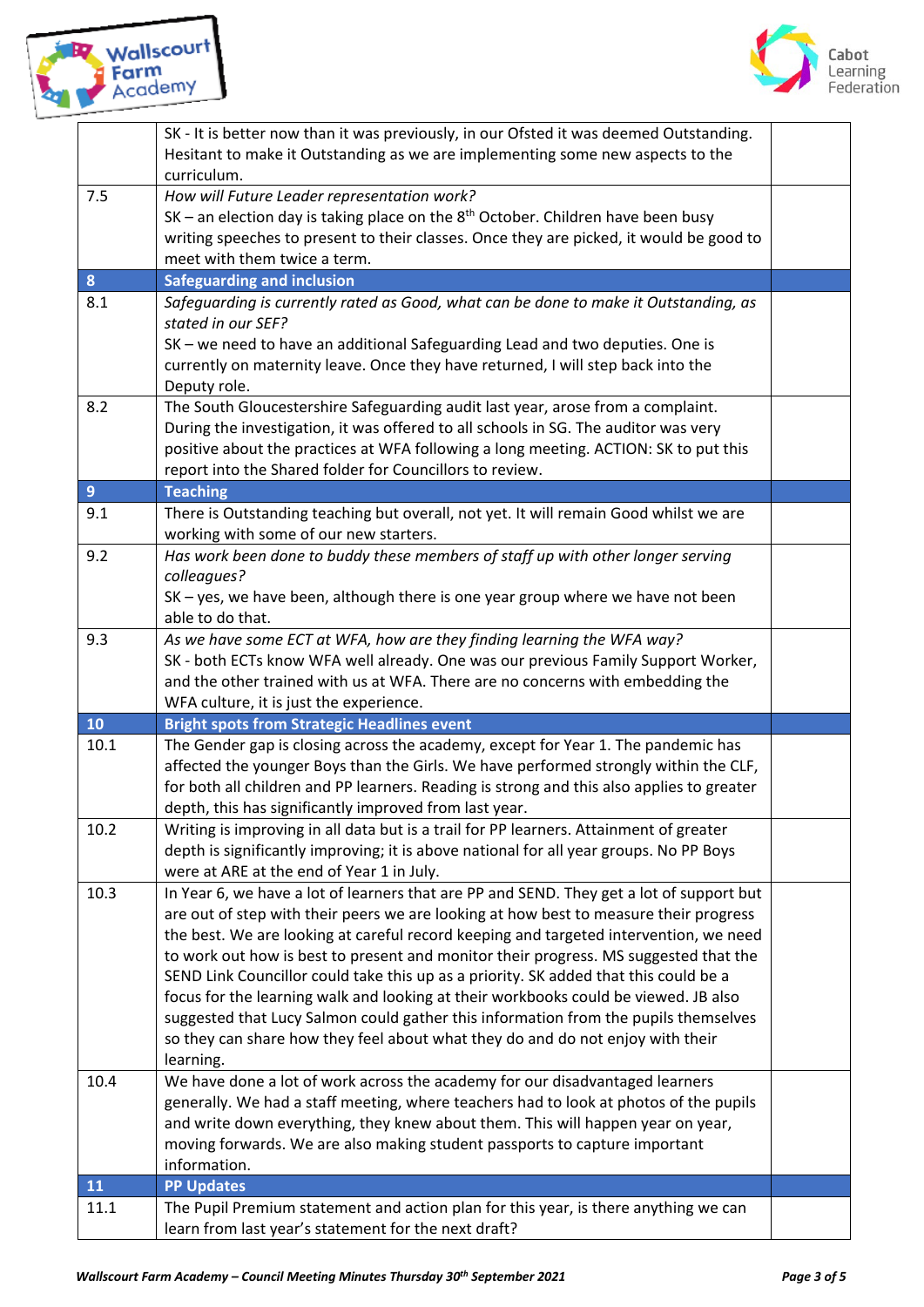| | | |
|---|---|---|
| | SK - It is better now than it was previously, in our Ofsted it was deemed Outstanding. Hesitant to make it Outstanding as we are implementing some new aspects to the curriculum. | |
| 7.5 | *How will Future Leader representation work?* SK – an election day is taking place on the 8th October. Children have been busy writing speeches to present to their classes. Once they are picked, it would be good to meet with them twice a term. | |
| **8** | **Safeguarding and inclusion** | |
| 8.1 | *Safeguarding is currently rated as Good, what can be done to make it Outstanding, as stated in our SEF?* SK – we need to have an additional Safeguarding Lead and two deputies. One is currently on maternity leave. Once they have returned, I will step back into the Deputy role. | |
| 8.2 | The South Gloucestershire Safeguarding audit last year, arose from a complaint. During the investigation, it was offered to all schools in SG. The auditor was very positive about the practices at WFA following a long meeting. ACTION: SK to put this report into the Shared folder for Councillors to review. | |
| **9** | **Teaching** | |
| 9.1 | There is Outstanding teaching but overall, not yet. It will remain Good whilst we are working with some of our new starters. | |
| 9.2 | *Has work been done to buddy these members of staff up with other longer serving colleagues?* SK – yes, we have been, although there is one year group where we have not been able to do that. | |
| 9.3 | *As we have some ECT at WFA, how are they finding learning the WFA way?* SK - both ECTs know WFA well already. One was our previous Family Support Worker, and the other trained with us at WFA. There are no concerns with embedding the WFA culture, it is just the experience. | |
| **10** | **Bright spots from Strategic Headlines event** | |
| 10.1 | The Gender gap is closing across the academy, except for Year 1. The pandemic has affected the younger Boys than the Girls. We have performed strongly within the CLF, for both all children and PP learners. Reading is strong and this also applies to greater depth, this has significantly improved from last year. | |
| 10.2 | Writing is improving in all data but is a trail for PP learners. Attainment of greater depth is significantly improving; it is above national for all year groups. No PP Boys were at ARE at the end of Year 1 in July. | |
| 10.3 | In Year 6, we have a lot of learners that are PP and SEND. They get a lot of support but are out of step with their peers we are looking at how best to measure their progress the best. We are looking at careful record keeping and targeted intervention, we need to work out how is best to present and monitor their progress. MS suggested that the SEND Link Councillor could take this up as a priority. SK added that this could be a focus for the learning walk and looking at their workbooks could be viewed. JB also suggested that Lucy Salmon could gather this information from the pupils themselves so they can share how they feel about what they do and do not enjoy with their learning. | |
| 10.4 | We have done a lot of work across the academy for our disadvantaged learners generally. We had a staff meeting, where teachers had to look at photos of the pupils and write down everything, they knew about them. This will happen year on year, moving forwards. We are also making student passports to capture important information. | |
| **11** | **PP Updates** | |
| 11.1 | The Pupil Premium statement and action plan for this year, is there anything we can learn from last year's statement for the next draft? | |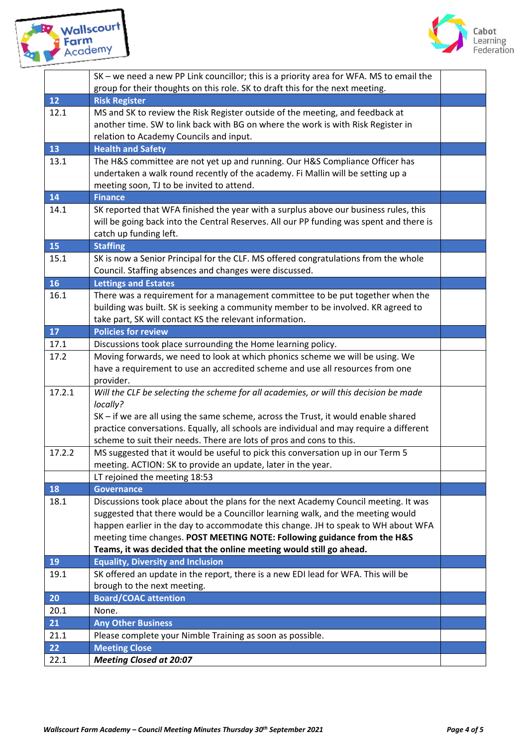| | | |
|---|---|---|
| | SK – we need a new PP Link councillor; this is a priority area for WFA. MS to email the group for their thoughts on this role. SK to draft this for the next meeting. | |
| **12** | **Risk Register** | |
| 12.1 | MS and SK to review the Risk Register outside of the meeting, and feedback at another time. SW to link back with BG on where the work is with Risk Register in relation to Academy Councils and input. | |
| **13** | **Health and Safety** | |
| 13.1 | The H&S committee are not yet up and running. Our H&S Compliance Officer has undertaken a walk round recently of the academy. Fi Mallin will be setting up a meeting soon, TJ to be invited to attend. | |
| **14** | **Finance** | |
| 14.1 | SK reported that WFA finished the year with a surplus above our business rules, this will be going back into the Central Reserves. All our PP funding was spent and there is catch up funding left. | |
| **15** | **Staffing** | |
| 15.1 | SK is now a Senior Principal for the CLF. MS offered congratulations from the whole Council. Staffing absences and changes were discussed. | |
| **16** | **Lettings and Estates** | |
| 16.1 | There was a requirement for a management committee to be put together when the building was built. SK is seeking a community member to be involved. KR agreed to take part, SK will contact KS the relevant information. | |
| **17** | **Policies for review** | |
| 17.1 | Discussions took place surrounding the Home learning policy. | |
| 17.2 | Moving forwards, we need to look at which phonics scheme we will be using. We have a requirement to use an accredited scheme and use all resources from one provider. | |
| 17.2.1 | *Will the CLF be selecting the scheme for all academies, or will this decision be made locally?*<br>SK – if we are all using the same scheme, across the Trust, it would enable shared practice conversations. Equally, all schools are individual and may require a different scheme to suit their needs. There are lots of pros and cons to this. | |
| 17.2.2 | MS suggested that it would be useful to pick this conversation up in our Term 5 meeting. ACTION: SK to provide an update, later in the year. | |
| | LT rejoined the meeting 18:53 | |
| **18** | **Governance** | |
| 18.1 | Discussions took place about the plans for the next Academy Council meeting. It was suggested that there would be a Councillor learning walk, and the meeting would happen earlier in the day to accommodate this change. JH to speak to WH about WFA meeting time changes. **POST MEETING NOTE: Following guidance from the H&S Teams, it was decided that the online meeting would still go ahead.** | |
| **19** | **Equality, Diversity and Inclusion** | |
| 19.1 | SK offered an update in the report, there is a new EDI lead for WFA. This will be brough to the next meeting. | |
| **20** | **Board/COAC attention** | |
| 20.1 | None. | |
| **21** | **Any Other Business** | |
| 21.1 | Please complete your Nimble Training as soon as possible. | |
| **22** | **Meeting Close** | |
| 22.1 | ***Meeting Closed at 20:07*** | |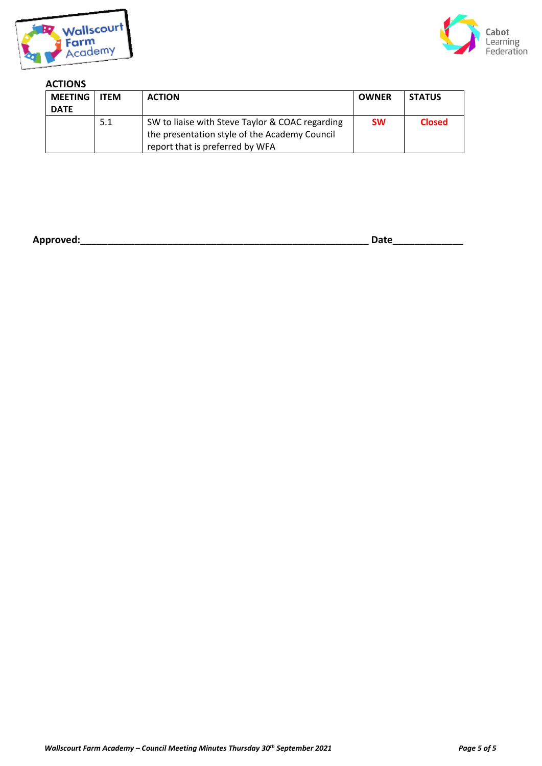## ACTIONS

| MEETING DATE | ITEM | ACTION | OWNER | STATUS |
|---|---|---|---|---|
| | 5.1 | SW to liaise with Steve Taylor & COAC regarding the presentation style of the Academy Council report that is preferred by WFA | **SW** | **Closed** |

**Approved:**_______________________________________________________ **Date**_____________